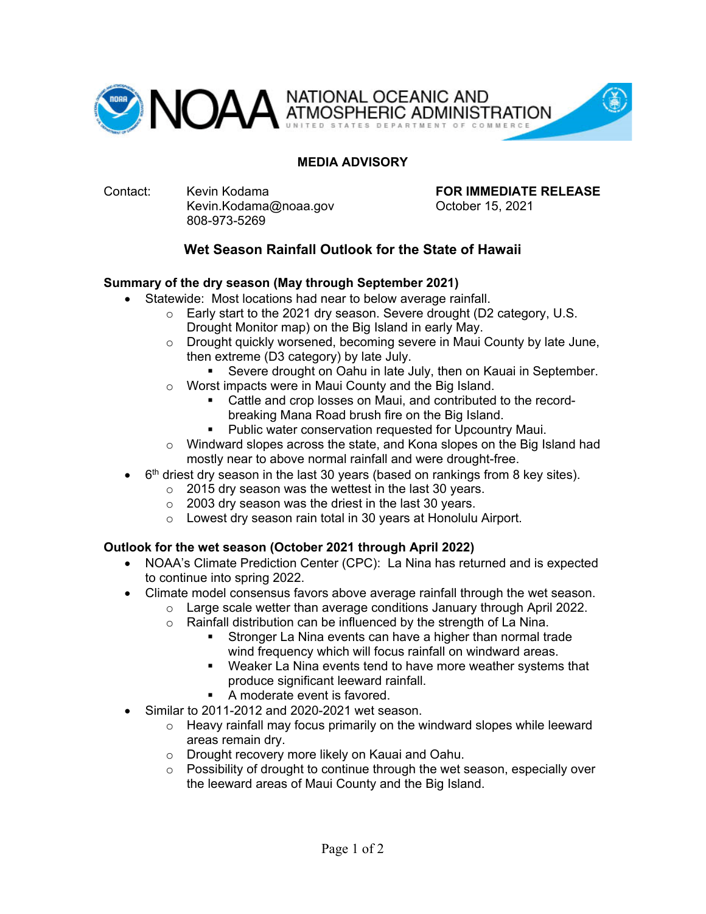NATIONAL OCEANIC AND ATMOSPHERIC ADMINISTRATION
UNITED STATES DEPARTMENT OF COMMERCE

**MEDIA ADVISORY**

Contact: Kevin Kodama
Kevin.Kodama@noaa.gov
808-973-5269

**FOR IMMEDIATE RELEASE**
October 15, 2021

## Wet Season Rainfall Outlook for the State of Hawaii

**Summary of the dry season (May through September 2021)**

- Statewide: Most locations had near to below average rainfall.
  - Early start to the 2021 dry season. Severe drought (D2 category, U.S. Drought Monitor map) on the Big Island in early May.
  - Drought quickly worsened, becoming severe in Maui County by late June, then extreme (D3 category) by late July.
    - Severe drought on Oahu in late July, then on Kauai in September.
  - Worst impacts were in Maui County and the Big Island.
    - Cattle and crop losses on Maui, and contributed to the record-breaking Mana Road brush fire on the Big Island.
    - Public water conservation requested for Upcountry Maui.
  - Windward slopes across the state, and Kona slopes on the Big Island had mostly near to above normal rainfall and were drought-free.
- 6th driest dry season in the last 30 years (based on rankings from 8 key sites).
  - 2015 dry season was the wettest in the last 30 years.
  - 2003 dry season was the driest in the last 30 years.
  - Lowest dry season rain total in 30 years at Honolulu Airport.

**Outlook for the wet season (October 2021 through April 2022)**

- NOAA's Climate Prediction Center (CPC): La Nina has returned and is expected to continue into spring 2022.
- Climate model consensus favors above average rainfall through the wet season.
  - Large scale wetter than average conditions January through April 2022.
  - Rainfall distribution can be influenced by the strength of La Nina.
    - Stronger La Nina events can have a higher than normal trade wind frequency which will focus rainfall on windward areas.
    - Weaker La Nina events tend to have more weather systems that produce significant leeward rainfall.
    - A moderate event is favored.
- Similar to 2011-2012 and 2020-2021 wet season.
  - Heavy rainfall may focus primarily on the windward slopes while leeward areas remain dry.
  - Drought recovery more likely on Kauai and Oahu.
  - Possibility of drought to continue through the wet season, especially over the leeward areas of Maui County and the Big Island.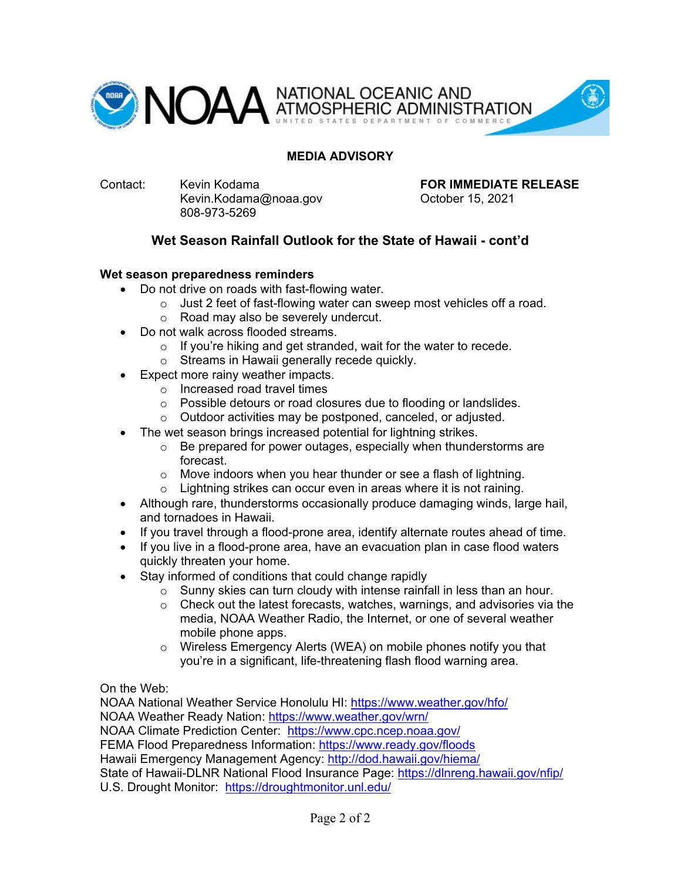NOAA NATIONAL OCEANIC AND ATMOSPHERIC ADMINISTRATION
UNITED STATES DEPARTMENT OF COMMERCE

**MEDIA ADVISORY**

Contact: Kevin Kodama
Kevin.Kodama@noaa.gov
808-973-5269

**FOR IMMEDIATE RELEASE**
October 15, 2021

## Wet Season Rainfall Outlook for the State of Hawaii - cont'd

**Wet season preparedness reminders**

- Do not drive on roads with fast-flowing water.
  - Just 2 feet of fast-flowing water can sweep most vehicles off a road.
  - Road may also be severely undercut.
- Do not walk across flooded streams.
  - If you're hiking and get stranded, wait for the water to recede.
  - Streams in Hawaii generally recede quickly.
- Expect more rainy weather impacts.
  - Increased road travel times
  - Possible detours or road closures due to flooding or landslides.
  - Outdoor activities may be postponed, canceled, or adjusted.
- The wet season brings increased potential for lightning strikes.
  - Be prepared for power outages, especially when thunderstorms are forecast.
  - Move indoors when you hear thunder or see a flash of lightning.
  - Lightning strikes can occur even in areas where it is not raining.
- Although rare, thunderstorms occasionally produce damaging winds, large hail, and tornadoes in Hawaii.
- If you travel through a flood-prone area, identify alternate routes ahead of time.
- If you live in a flood-prone area, have an evacuation plan in case flood waters quickly threaten your home.
- Stay informed of conditions that could change rapidly
  - Sunny skies can turn cloudy with intense rainfall in less than an hour.
  - Check out the latest forecasts, watches, warnings, and advisories via the media, NOAA Weather Radio, the Internet, or one of several weather mobile phone apps.
  - Wireless Emergency Alerts (WEA) on mobile phones notify you that you're in a significant, life-threatening flash flood warning area.

On the Web:
NOAA National Weather Service Honolulu HI: https://www.weather.gov/hfo/
NOAA Weather Ready Nation: https://www.weather.gov/wrn/
NOAA Climate Prediction Center: https://www.cpc.ncep.noaa.gov/
FEMA Flood Preparedness Information: https://www.ready.gov/floods
Hawaii Emergency Management Agency: http://dod.hawaii.gov/hiema/
State of Hawaii-DLNR National Flood Insurance Page: https://dlnreng.hawaii.gov/nfip/
U.S. Drought Monitor: https://droughtmonitor.unl.edu/